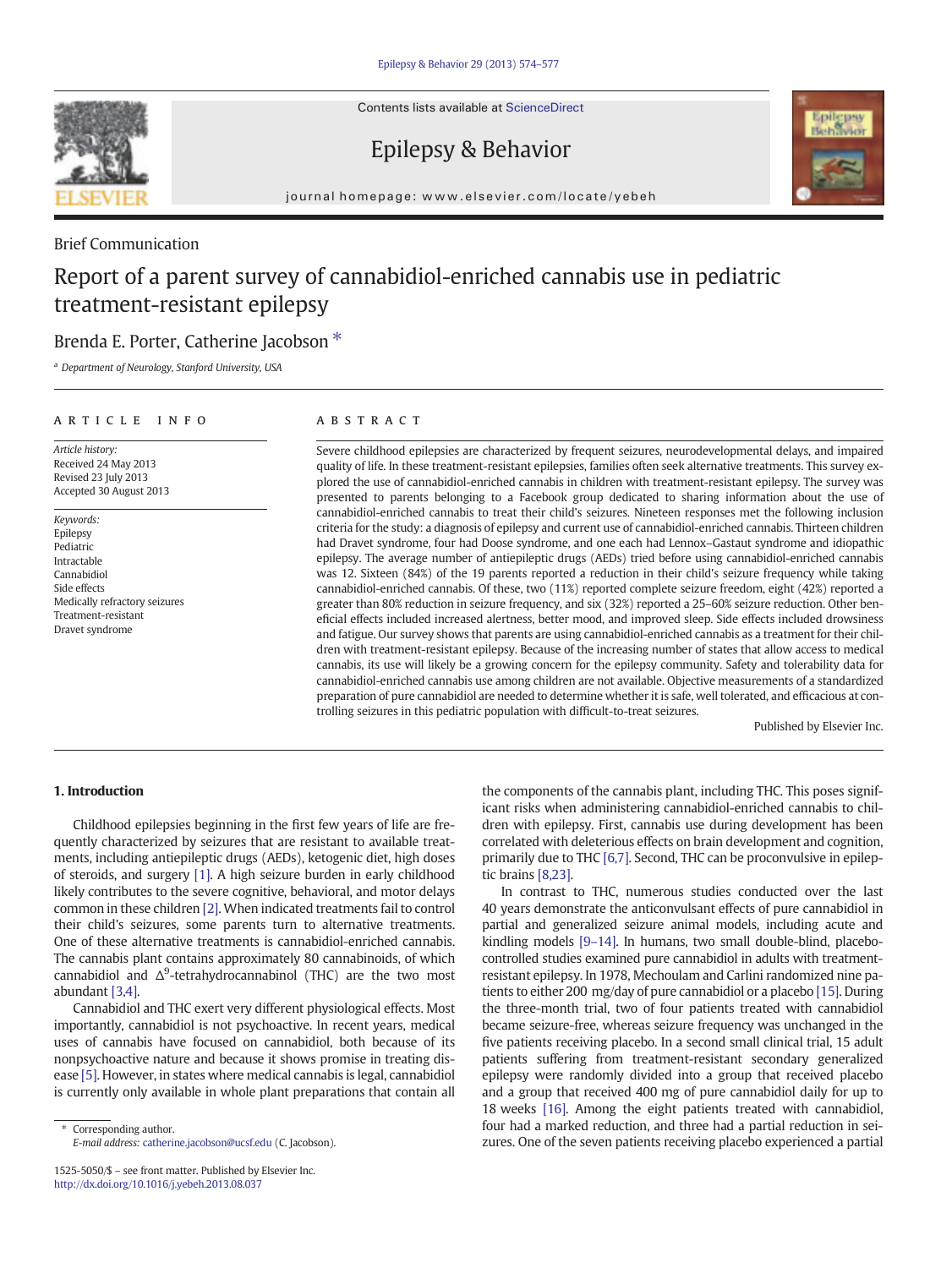Brief Communication

# Report of a parent survey of cannabidiol-enriched cannabis use in pediatric treatment-resistant epilepsy

Brenda E. Porter, Catherine Jacobson *

[a] Department of Neurology, Stanford University, USA

**ARTICLE INFO**

*Article history:*
Received 24 May 2013
Revised 23 July 2013
Accepted 30 August 2013

*Keywords:*
Epilepsy
Pediatric
Intractable
Cannabidiol
Side effects
Medically refractory seizures
Treatment-resistant
Dravet syndrome

**ABSTRACT**

Severe childhood epilepsies are characterized by frequent seizures, neurodevelopmental delays, and impaired quality of life. In these treatment-resistant epilepsies, families often seek alternative treatments. This survey explored the use of cannabidiol-enriched cannabis in children with treatment-resistant epilepsy. The survey was presented to parents belonging to a Facebook group dedicated to sharing information about the use of cannabidiol-enriched cannabis to treat their child's seizures. Nineteen responses met the following inclusion criteria for the study: a diagnosis of epilepsy and current use of cannabidiol-enriched cannabis. Thirteen children had Dravet syndrome, four had Doose syndrome, and one each had Lennox–Gastaut syndrome and idiopathic epilepsy. The average number of antiepileptic drugs (AEDs) tried before using cannabidiol-enriched cannabis was 12. Sixteen (84%) of the 19 parents reported a reduction in their child's seizure frequency while taking cannabidiol-enriched cannabis. Of these, two (11%) reported complete seizure freedom, eight (42%) reported a greater than 80% reduction in seizure frequency, and six (32%) reported a 25–60% seizure reduction. Other beneficial effects included increased alertness, better mood, and improved sleep. Side effects included drowsiness and fatigue. Our survey shows that parents are using cannabidiol-enriched cannabis as a treatment for their children with treatment-resistant epilepsy. Because of the increasing number of states that allow access to medical cannabis, its use will likely be a growing concern for the epilepsy community. Safety and tolerability data for cannabidiol-enriched cannabis use among children are not available. Objective measurements of a standardized preparation of pure cannabidiol are needed to determine whether it is safe, well tolerated, and efficacious at controlling seizures in this pediatric population with difficult-to-treat seizures.

Published by Elsevier Inc.

## 1. Introduction

Childhood epilepsies beginning in the first few years of life are frequently characterized by seizures that are resistant to available treatments, including antiepileptic drugs (AEDs), ketogenic diet, high doses of steroids, and surgery [1]. A high seizure burden in early childhood likely contributes to the severe cognitive, behavioral, and motor delays common in these children [2]. When indicated treatments fail to control their child's seizures, some parents turn to alternative treatments. One of these alternative treatments is cannabidiol-enriched cannabis. The cannabis plant contains approximately 80 cannabinoids, of which cannabidiol and $\Delta^9$-tetrahydrocannabinol (THC) are the two most abundant [3,4].

Cannabidiol and THC exert very different physiological effects. Most importantly, cannabidiol is not psychoactive. In recent years, medical uses of cannabis have focused on cannabidiol, both because of its nonpsychoactive nature and because it shows promise in treating disease [5]. However, in states where medical cannabis is legal, cannabidiol is currently only available in whole plant preparations that contain all the components of the cannabis plant, including THC. This poses significant risks when administering cannabidiol-enriched cannabis to children with epilepsy. First, cannabis use during development has been correlated with deleterious effects on brain development and cognition, primarily due to THC [6,7]. Second, THC can be proconvulsive in epileptic brains [8,23].

In contrast to THC, numerous studies conducted over the last 40 years demonstrate the anticonvulsant effects of pure cannabidiol in partial and generalized seizure animal models, including acute and kindling models [9–14]. In humans, two small double-blind, placebo-controlled studies examined pure cannabidiol in adults with treatment-resistant epilepsy. In 1978, Mechoulam and Carlini randomized nine patients to either 200 mg/day of pure cannabidiol or a placebo [15]. During the three-month trial, two of four patients treated with cannabidiol became seizure-free, whereas seizure frequency was unchanged in the five patients receiving placebo. In a second small clinical trial, 15 adult patients suffering from treatment-resistant secondary generalized epilepsy were randomly divided into a group that received placebo and a group that received 400 mg of pure cannabidiol daily for up to 18 weeks [16]. Among the eight patients treated with cannabidiol, four had a marked reduction, and three had a partial reduction in seizures. One of the seven patients receiving placebo experienced a partial

\* Corresponding author.
E-mail address: catherine.jacobson@ucsf.edu (C. Jacobson).

1525-5050/$ – see front matter. Published by Elsevier Inc.
http://dx.doi.org/10.1016/j.yebeh.2013.08.037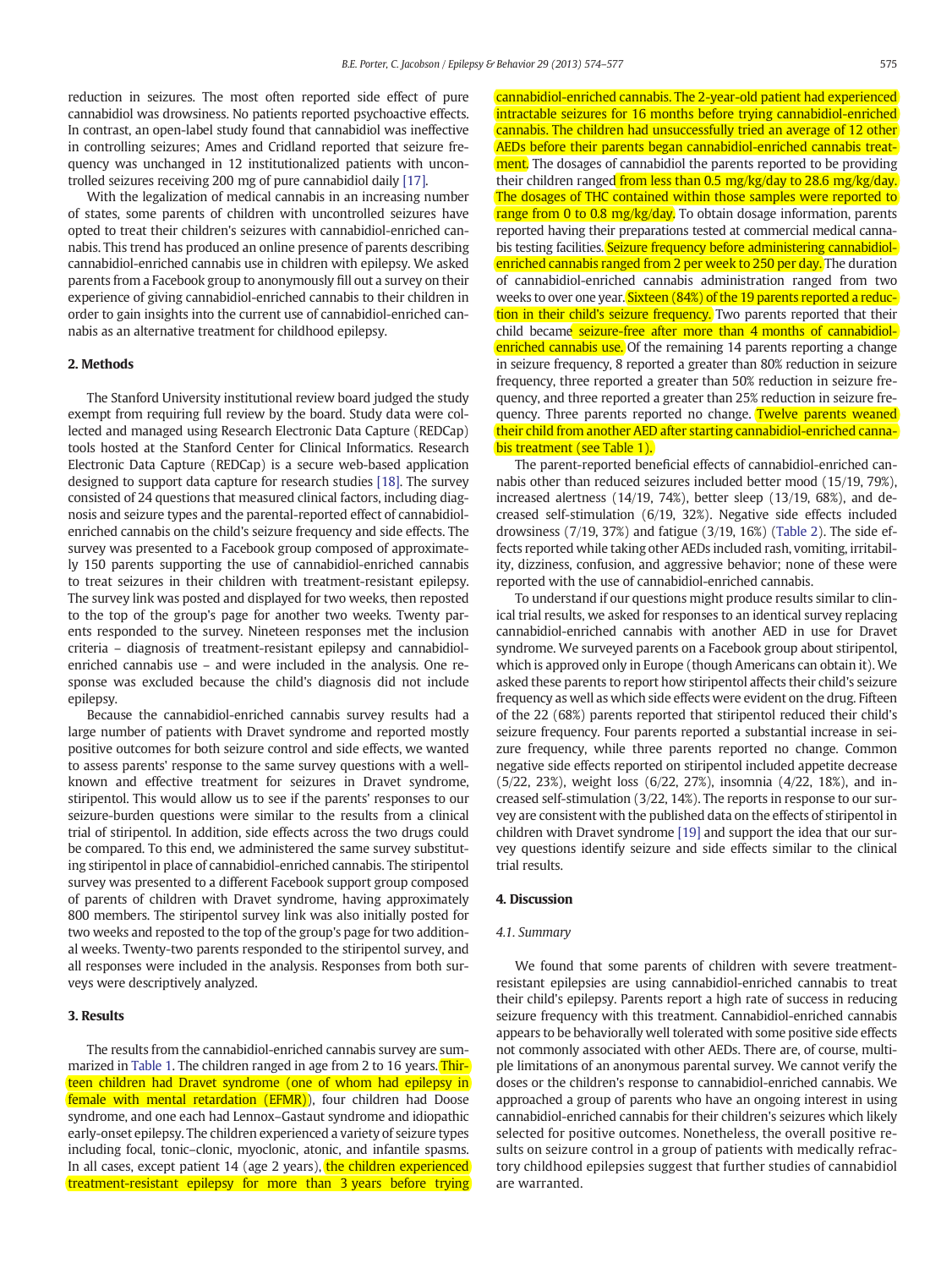reduction in seizures. The most often reported side effect of pure cannabidiol was drowsiness. No patients reported psychoactive effects. In contrast, an open-label study found that cannabidiol was ineffective in controlling seizures; Ames and Cridland reported that seizure frequency was unchanged in 12 institutionalized patients with uncontrolled seizures receiving 200 mg of pure cannabidiol daily [17].

With the legalization of medical cannabis in an increasing number of states, some parents of children with uncontrolled seizures have opted to treat their children's seizures with cannabidiol-enriched cannabis. This trend has produced an online presence of parents describing cannabidiol-enriched cannabis use in children with epilepsy. We asked parents from a Facebook group to anonymously fill out a survey on their experience of giving cannabidiol-enriched cannabis to their children in order to gain insights into the current use of cannabidiol-enriched cannabis as an alternative treatment for childhood epilepsy.

## 2. Methods

The Stanford University institutional review board judged the study exempt from requiring full review by the board. Study data were collected and managed using Research Electronic Data Capture (REDCap) tools hosted at the Stanford Center for Clinical Informatics. Research Electronic Data Capture (REDCap) is a secure web-based application designed to support data capture for research studies [18]. The survey consisted of 24 questions that measured clinical factors, including diagnosis and seizure types and the parental-reported effect of cannabidiol-enriched cannabis on the child's seizure frequency and side effects. The survey was presented to a Facebook group composed of approximately 150 parents supporting the use of cannabidiol-enriched cannabis to treat seizures in their children with treatment-resistant epilepsy. The survey link was posted and displayed for two weeks, then reposted to the top of the group's page for another two weeks. Twenty parents responded to the survey. Nineteen responses met the inclusion criteria – diagnosis of treatment-resistant epilepsy and cannabidiol-enriched cannabis use – and were included in the analysis. One response was excluded because the child's diagnosis did not include epilepsy.

Because the cannabidiol-enriched cannabis survey results had a large number of patients with Dravet syndrome and reported mostly positive outcomes for both seizure control and side effects, we wanted to assess parents' response to the same survey questions with a well-known and effective treatment for seizures in Dravet syndrome, stiripentol. This would allow us to see if the parents' responses to our seizure-burden questions were similar to the results from a clinical trial of stiripentol. In addition, side effects across the two drugs could be compared. To this end, we administered the same survey substituting stiripentol in place of cannabidiol-enriched cannabis. The stiripentol survey was presented to a different Facebook support group composed of parents of children with Dravet syndrome, having approximately 800 members. The stiripentol survey link was also initially posted for two weeks and reposted to the top of the group's page for two additional weeks. Twenty-two parents responded to the stiripentol survey, and all responses were included in the analysis. Responses from both surveys were descriptively analyzed.

## 3. Results

The results from the cannabidiol-enriched cannabis survey are summarized in Table 1. The children ranged in age from 2 to 16 years. Thirteen children had Dravet syndrome (one of whom had epilepsy in female with mental retardation (EFMR)), four children had Doose syndrome, and one each had Lennox–Gastaut syndrome and idiopathic early-onset epilepsy. The children experienced a variety of seizure types including focal, tonic–clonic, myoclonic, atonic, and infantile spasms. In all cases, except patient 14 (age 2 years), the children experienced treatment-resistant epilepsy for more than 3 years before trying cannabidiol-enriched cannabis. The 2-year-old patient had experienced intractable seizures for 16 months before trying cannabidiol-enriched cannabis. The children had unsuccessfully tried an average of 12 other AEDs before their parents began cannabidiol-enriched cannabis treatment. The dosages of cannabidiol the parents reported to be providing their children ranged from less than 0.5 mg/kg/day to 28.6 mg/kg/day. The dosages of THC contained within those samples were reported to range from 0 to 0.8 mg/kg/day. To obtain dosage information, parents reported having their preparations tested at commercial medical cannabis testing facilities. Seizure frequency before administering cannabidiol-enriched cannabis ranged from 2 per week to 250 per day. The duration of cannabidiol-enriched cannabis administration ranged from two weeks to over one year. Sixteen (84%) of the 19 parents reported a reduction in their child's seizure frequency. Two parents reported that their child became seizure-free after more than 4 months of cannabidiol-enriched cannabis use. Of the remaining 14 parents reporting a change in seizure frequency, 8 reported a greater than 80% reduction in seizure frequency, three reported a greater than 50% reduction in seizure frequency, and three reported a greater than 25% reduction in seizure frequency. Three parents reported no change. Twelve parents weaned their child from another AED after starting cannabidiol-enriched cannabis treatment (see Table 1).

The parent-reported beneficial effects of cannabidiol-enriched cannabis other than reduced seizures included better mood (15/19, 79%), increased alertness (14/19, 74%), better sleep (13/19, 68%), and decreased self-stimulation (6/19, 32%). Negative side effects included drowsiness (7/19, 37%) and fatigue (3/19, 16%) (Table 2). The side effects reported while taking other AEDs included rash, vomiting, irritability, dizziness, confusion, and aggressive behavior; none of these were reported with the use of cannabidiol-enriched cannabis.

To understand if our questions might produce results similar to clinical trial results, we asked for responses to an identical survey replacing cannabidiol-enriched cannabis with another AED in use for Dravet syndrome. We surveyed parents on a Facebook group about stiripentol, which is approved only in Europe (though Americans can obtain it). We asked these parents to report how stiripentol affects their child's seizure frequency as well as which side effects were evident on the drug. Fifteen of the 22 (68%) parents reported that stiripentol reduced their child's seizure frequency. Four parents reported a substantial increase in seizure frequency, while three parents reported no change. Common negative side effects reported on stiripentol included appetite decrease (5/22, 23%), weight loss (6/22, 27%), insomnia (4/22, 18%), and increased self-stimulation (3/22, 14%). The reports in response to our survey are consistent with the published data on the effects of stiripentol in children with Dravet syndrome [19] and support the idea that our survey questions identify seizure and side effects similar to the clinical trial results.

## 4. Discussion

### 4.1. Summary

We found that some parents of children with severe treatment-resistant epilepsies are using cannabidiol-enriched cannabis to treat their child's epilepsy. Parents report a high rate of success in reducing seizure frequency with this treatment. Cannabidiol-enriched cannabis appears to be behaviorally well tolerated with some positive side effects not commonly associated with other AEDs. There are, of course, multiple limitations of an anonymous parental survey. We cannot verify the doses or the children's response to cannabidiol-enriched cannabis. We approached a group of parents who have an ongoing interest in using cannabidiol-enriched cannabis for their children's seizures which likely selected for positive outcomes. Nonetheless, the overall positive results on seizure control in a group of patients with medically refractory childhood epilepsies suggest that further studies of cannabidiol are warranted.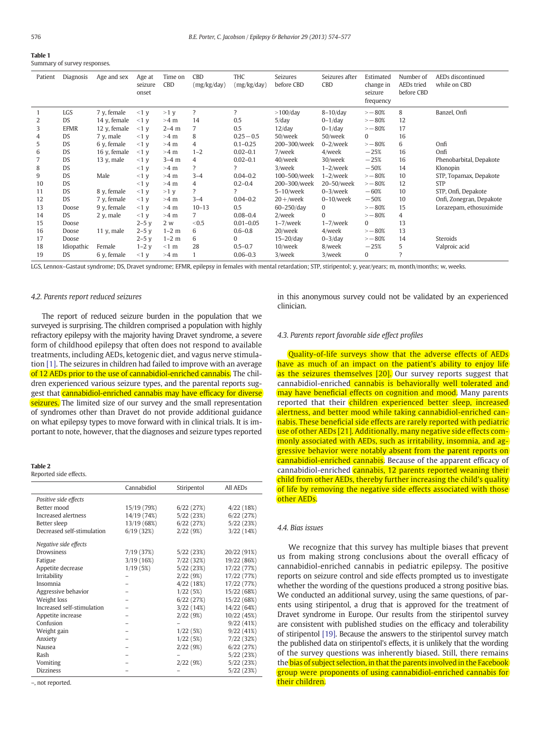**Table 1**
Summary of survey responses.

| Patient | Diagnosis | Age and sex | Age at seizure onset | Time on CBD | CBD (mg/kg/day) | THC (mg/kg/day) | Seizures before CBD | Seizures after CBD | Estimated change in seizure frequency | Number of AEDs tried before CBD | AEDs discontinued while on CBD |
|---|---|---|---|---|---|---|---|---|---|---|---|
| 1 | LGS | 7 y, female | <1 y | >1 y | ? | ? | >100/day | 8–10/day | >−80% | 8 | Banzel, Onfi |
| 2 | DS | 14 y, female | <1 y | >4 m | 14 | 0.5 | 5/day | 0–1/day | >−80% | 12 | |
| 3 | EFMR | 12 y, female | <1 y | 2–4 m | 7 | 0.5 | 12/day | 0–1/day | >−80% | 17 | |
| 4 | DS | 7 y, male | <1 y | >4 m | 8 | 0.25 − 0.5 | 50/week | 50/week | 0 | 16 | |
| 5 | DS | 6 y, female | <1 y | >4 m | 4 | 0.1–0.25 | 200–300/week | 0–2/week | >−80% | 6 | Onfi |
| 6 | DS | 16 y, female | <1 y | >4 m | 1–2 | 0.02–0.1 | 7/week | 4/week | −25% | 16 | Onfi |
| 7 | DS | 13 y, male | <1 y | 3–4 m | 4 | 0.02–0.1 | 40/week | 30/week | −25% | 16 | Phenobarbital, Depakote |
| 8 | DS | | <1 y | >4 m | ? | ? | 3/week | 1–2/week | −50% | 14 | Klonopin |
| 9 | DS | Male | <1 y | >4 m | 3–4 | 0.04–0.2 | 100–500/week | 1–2/week | >−80% | 10 | STP, Topamax, Depakote |
| 10 | DS | | <1 y | >4 m | 4 | 0.2–0.4 | 200–300/week | 20–50/week | >−80% | 12 | STP |
| 11 | DS | 8 y, female | <1 y | >1 y | ? | ? | 5–10/week | 0–3/week | −60% | 10 | STP, Onfi, Depakote |
| 12 | DS | 7 y, female | <1 y | >4 m | 3–4 | 0.04–0.2 | 20+/week | 0–10/week | −50% | 10 | Onfi, Zonegran, Depakote |
| 13 | Doose | 9 y, female | <1 y | >4 m | 10–13 | 0.5 | 60–250/day | 0 | >−80% | 15 | Lorazepam, ethosuximide |
| 14 | DS | 2 y, male | <1 y | >4 m | 7 | 0.08–0.4 | 2/week | 0 | >−80% | 4 | |
| 15 | Doose | | 2–5 y | 2 w | <0.5 | 0.01–0.05 | 1–7/week | 1–7/week | 0 | 13 | |
| 16 | Doose | 11 y, male | 2–5 y | 1–2 m | 6 | 0.6–0.8 | 20/week | 4/week | >−80% | 13 | |
| 17 | Doose | | 2–5 y | 1–2 m | 6 | 0 | 15–20/day | 0–3/day | >−80% | 14 | Steroids |
| 18 | Idiopathic | Female | 1–2 y | <1 m | 28 | 0.5–0.7 | 10/week | 8/week | −25% | 5 | Valproic acid |
| 19 | DS | 6 y, female | <1 y | >4 m | 1 | 0.06–0.3 | 3/week | 3/week | 0 | ? | |

LGS, Lennox–Gastaut syndrome; DS, Dravet syndrome; EFMR, epilepsy in females with mental retardation; STP, stiripentol; y, year/years; m, month/months; w, weeks.

### 4.2. Parents report reduced seizures

The report of reduced seizure burden in the population that we surveyed is surprising. The children comprised a population with highly refractory epilepsy with the majority having Dravet syndrome, a severe form of childhood epilepsy that often does not respond to available treatments, including AEDs, ketogenic diet, and vagus nerve stimulation [1]. The seizures in children had failed to improve with an average of 12 AEDs prior to the use of cannabidiol-enriched cannabis. The children experienced various seizure types, and the parental reports suggest that cannabidiol-enriched cannabis may have efficacy for diverse seizures. The limited size of our survey and the small representation of syndromes other than Dravet do not provide additional guidance on what epilepsy types to move forward with in clinical trials. It is important to note, however, that the diagnoses and seizure types reported in this anonymous survey could not be validated by an experienced clinician.

**Table 2**
Reported side effects.

| | Cannabidiol | Stiripentol | All AEDs |
|---|---|---|---|
| *Positive side effects* | | | |
| Better mood | 15/19 (79%) | 6/22 (27%) | 4/22 (18%) |
| Increased alertness | 14/19 (74%) | 5/22 (23%) | 6/22 (27%) |
| Better sleep | 13/19 (68%) | 6/22 (27%) | 5/22 (23%) |
| Decreased self-stimulation | 6/19 (32%) | 2/22 (9%) | 3/22 (14%) |
| *Negative side effects* | | | |
| Drowsiness | 7/19 (37%) | 5/22 (23%) | 20/22 (91%) |
| Fatigue | 3/19 (16%) | 7/22 (32%) | 19/22 (86%) |
| Appetite decrease | 1/19 (5%) | 5/22 (23%) | 17/22 (77%) |
| Irritability | – | 2/22 (9%) | 17/22 (77%) |
| Insomnia | – | 4/22 (18%) | 17/22 (77%) |
| Aggressive behavior | – | 1/22 (5%) | 15/22 (68%) |
| Weight loss | – | 6/22 (27%) | 15/22 (68%) |
| Increased self-stimulation | – | 3/22 (14%) | 14/22 (64%) |
| Appetite increase | – | 2/22 (9%) | 10/22 (45%) |
| Confusion | – | – | 9/22 (41%) |
| Weight gain | – | 1/22 (5%) | 9/22 (41%) |
| Anxiety | – | 1/22 (5%) | 7/22 (32%) |
| Nausea | – | 2/22 (9%) | 6/22 (27%) |
| Rash | – | – | 5/22 (23%) |
| Vomiting | – | 2/22 (9%) | 5/22 (23%) |
| Dizziness | – | – | 5/22 (23%) |

–, not reported.

### 4.3. Parents report favorable side effect profiles

Quality-of-life surveys show that the adverse effects of AEDs have as much of an impact on the patient's ability to enjoy life as the seizures themselves [20]. Our survey reports suggest that cannabidiol-enriched cannabis is behaviorally well tolerated and may have beneficial effects on cognition and mood. Many parents reported that their children experienced better sleep, increased alertness, and better mood while taking cannabidiol-enriched cannabis. These beneficial side effects are rarely reported with pediatric use of other AEDs [21]. Additionally, many negative side effects commonly associated with AEDs, such as irritability, insomnia, and aggressive behavior were notably absent from the parent reports on cannabidiol-enriched cannabis. Because of the apparent efficacy of cannabidiol-enriched cannabis, 12 parents reported weaning their child from other AEDs, thereby further increasing the child's quality of life by removing the negative side effects associated with those other AEDs.

### 4.4. Bias issues

We recognize that this survey has multiple biases that prevent us from making strong conclusions about the overall efficacy of cannabidiol-enriched cannabis in pediatric epilepsy. The positive reports on seizure control and side effects prompted us to investigate whether the wording of the questions produced a strong positive bias. We conducted an additional survey, using the same questions, of parents using stiripentol, a drug that is approved for the treatment of Dravet syndrome in Europe. Our results from the stiripentol survey are consistent with published studies on the efficacy and tolerability of stiripentol [19]. Because the answers to the stiripentol survey match the published data on stiripentol's effects, it is unlikely that the wording of the survey questions was inherently biased. Still, there remains the bias of subject selection, in that the parents involved in the Facebook group were proponents of using cannabidiol-enriched cannabis for their children.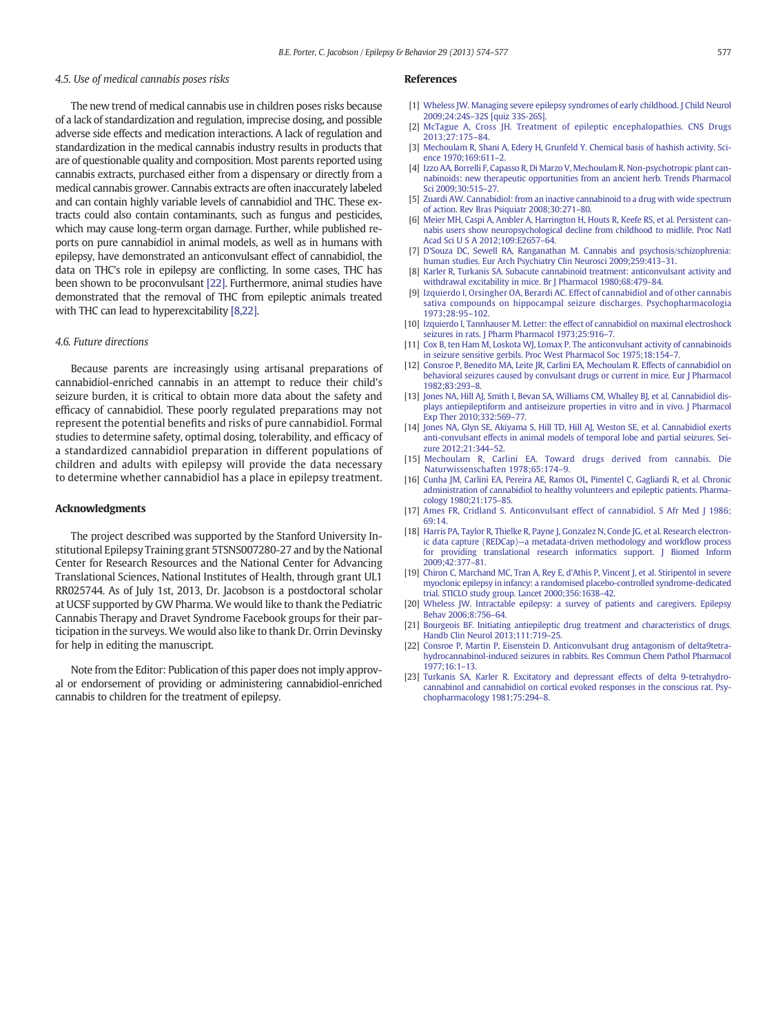### 4.5. Use of medical cannabis poses risks

The new trend of medical cannabis use in children poses risks because of a lack of standardization and regulation, imprecise dosing, and possible adverse side effects and medication interactions. A lack of regulation and standardization in the medical cannabis industry results in products that are of questionable quality and composition. Most parents reported using cannabis extracts, purchased either from a dispensary or directly from a medical cannabis grower. Cannabis extracts are often inaccurately labeled and can contain highly variable levels of cannabidiol and THC. These extracts could also contain contaminants, such as fungus and pesticides, which may cause long-term organ damage. Further, while published reports on pure cannabidiol in animal models, as well as in humans with epilepsy, have demonstrated an anticonvulsant effect of cannabidiol, the data on THC's role in epilepsy are conflicting. In some cases, THC has been shown to be proconvulsant [22]. Furthermore, animal studies have demonstrated that the removal of THC from epileptic animals treated with THC can lead to hyperexcitability [8,22].

### 4.6. Future directions

Because parents are increasingly using artisanal preparations of cannabidiol-enriched cannabis in an attempt to reduce their child's seizure burden, it is critical to obtain more data about the safety and efficacy of cannabidiol. These poorly regulated preparations may not represent the potential benefits and risks of pure cannabidiol. Formal studies to determine safety, optimal dosing, tolerability, and efficacy of a standardized cannabidiol preparation in different populations of children and adults with epilepsy will provide the data necessary to determine whether cannabidiol has a place in epilepsy treatment.

## Acknowledgments

The project described was supported by the Stanford University Institutional Epilepsy Training grant 5TSNS007280-27 and by the National Center for Research Resources and the National Center for Advancing Translational Sciences, National Institutes of Health, through grant UL1 RR025744. As of July 1st, 2013, Dr. Jacobson is a postdoctoral scholar at UCSF supported by GW Pharma. We would like to thank the Pediatric Cannabis Therapy and Dravet Syndrome Facebook groups for their participation in the surveys. We would also like to thank Dr. Orrin Devinsky for help in editing the manuscript.

Note from the Editor: Publication of this paper does not imply approval or endorsement of providing or administering cannabidiol-enriched cannabis to children for the treatment of epilepsy.

## References

[1] Wheless JW. Managing severe epilepsy syndromes of early childhood. J Child Neurol 2009;24:24S–32S [quiz 33S-26S].

[2] McTague A, Cross JH. Treatment of epileptic encephalopathies. CNS Drugs 2013;27:175–84.

[3] Mechoulam R, Shani A, Edery H, Grunfeld Y. Chemical basis of hashish activity. Science 1970;169:611–2.

[4] Izzo AA, Borrelli F, Capasso R, Di Marzo V, Mechoulam R. Non-psychotropic plant cannabinoids: new therapeutic opportunities from an ancient herb. Trends Pharmacol Sci 2009;30:515–27.

[5] Zuardi AW. Cannabidiol: from an inactive cannabinoid to a drug with wide spectrum of action. Rev Bras Psiquiatr 2008;30:271–80.

[6] Meier MH, Caspi A, Ambler A, Harrington H, Houts R, Keefe RS, et al. Persistent cannabis users show neuropsychological decline from childhood to midlife. Proc Natl Acad Sci U S A 2012;109:E2657–64.

[7] D'Souza DC, Sewell RA, Ranganathan M. Cannabis and psychosis/schizophrenia: human studies. Eur Arch Psychiatry Clin Neurosci 2009;259:413–31.

[8] Karler R, Turkanis SA. Subacute cannabinoid treatment: anticonvulsant activity and withdrawal excitability in mice. Br J Pharmacol 1980;68:479–84.

[9] Izquierdo I, Orsingher OA, Berardi AC. Effect of cannabidiol and of other cannabis sativa compounds on hippocampal seizure discharges. Psychopharmacologia 1973;28:95–102.

[10] Izquierdo I, Tannhauser M. Letter: the effect of cannabidiol on maximal electroshock seizures in rats. J Pharm Pharmacol 1973;25:916–7.

[11] Cox B, ten Ham M, Loskota WJ, Lomax P. The anticonvulsant activity of cannabinoids in seizure sensitive gerbils. Proc West Pharmacol Soc 1975;18:154–7.

[12] Consroe P, Benedito MA, Leite JR, Carlini EA, Mechoulam R. Effects of cannabidiol on behavioral seizures caused by convulsant drugs or current in mice. Eur J Pharmacol 1982;83:293–8.

[13] Jones NA, Hill AJ, Smith I, Bevan SA, Williams CM, Whalley BJ, et al. Cannabidiol displays antiepileptiform and antiseizure properties in vitro and in vivo. J Pharmacol Exp Ther 2010;332:569–77.

[14] Jones NA, Glyn SE, Akiyama S, Hill TD, Hill AJ, Weston SE, et al. Cannabidiol exerts anti-convulsant effects in animal models of temporal lobe and partial seizures. Seizure 2012;21:344–52.

[15] Mechoulam R, Carlini EA. Toward drugs derived from cannabis. Die Naturwissenschaften 1978;65:174–9.

[16] Cunha JM, Carlini EA, Pereira AE, Ramos OL, Pimentel C, Gagliardi R, et al. Chronic administration of cannabidiol to healthy volunteers and epileptic patients. Pharmacology 1980;21:175–85.

[17] Ames FR, Cridland S. Anticonvulsant effect of cannabidiol. S Afr Med J 1986; 69:14.

[18] Harris PA, Taylor R, Thielke R, Payne J, Gonzalez N, Conde JG, et al. Research electronic data capture (REDCap)—a metadata-driven methodology and workflow process for providing translational research informatics support. J Biomed Inform 2009;42:377–81.

[19] Chiron C, Marchand MC, Tran A, Rey E, d'Athis P, Vincent J, et al. Stiripentol in severe myoclonic epilepsy in infancy: a randomised placebo-controlled syndrome-dedicated trial. STICLO study group. Lancet 2000;356:1638–42.

[20] Wheless JW. Intractable epilepsy: a survey of patients and caregivers. Epilepsy Behav 2006;8:756–64.

[21] Bourgeois BF. Initiating antiepileptic drug treatment and characteristics of drugs. Handb Clin Neurol 2013;111:719–25.

[22] Consroe P, Martin P, Eisenstein D. Anticonvulsant drug antagonism of delta9tetrahydrocannabinol-induced seizures in rabbits. Res Commun Chem Pathol Pharmacol 1977;16:1–13.

[23] Turkanis SA, Karler R. Excitatory and depressant effects of delta 9-tetrahydrocannabinol and cannabidiol on cortical evoked responses in the conscious rat. Psychopharmacology 1981;75:294–8.